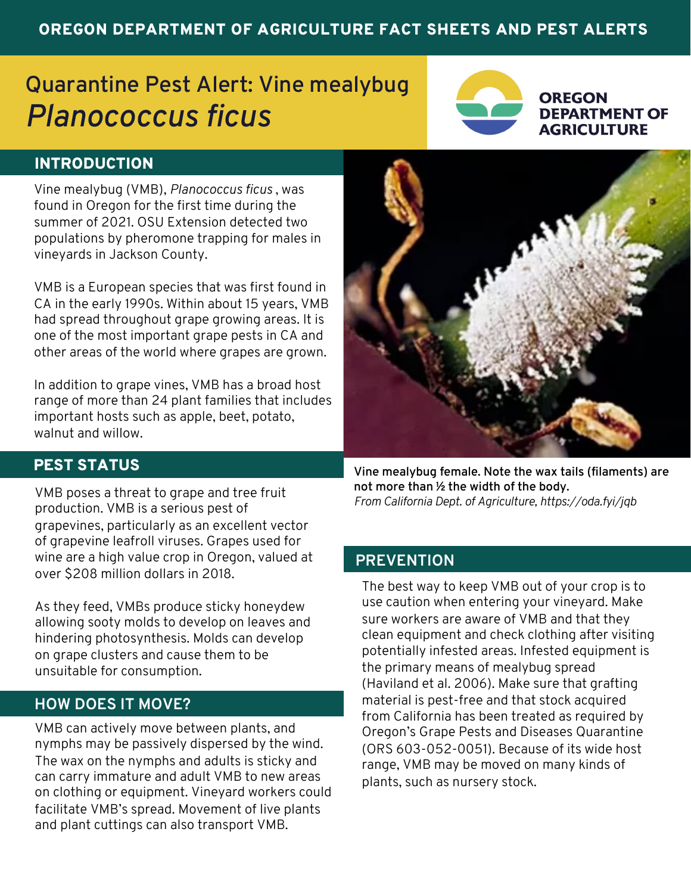OREGON DEPARTMENT OF AGRICULTURE FACT SHEETS AND PEST ALERTS

# Quarantine Pest Alert: Vine mealybug *Planococcus ficus*

OREGON DEPARTMENT OF AGRICULTURE

## INTRODUCTION

Vine mealybug (VMB), *Planococcus ficus* , was found in Oregon for the first time during the summer of 2021. OSU Extension detected two populations by pheromone trapping for males in vineyards in Jackson County.

VMB is a European species that was first found in CA in the early 1990s. Within about 15 years, VMB had spread throughout grape growing areas. It is one of the most important grape pests in CA and other areas of the world where grapes are grown.

In addition to grape vines, VMB has a broad host range of more than 24 plant families that includes important hosts such as apple, beet, potato, walnut and willow.

## PEST STATUS

VMB poses a threat to grape and tree fruit production. VMB is a serious pest of grapevines, particularly as an excellent vector of grapevine leafroll viruses. Grapes used for wine are a high value crop in Oregon, valued at over $208 million dollars in 2018.

As they feed, VMBs produce sticky honeydew allowing sooty molds to develop on leaves and hindering photosynthesis. Molds can develop on grape clusters and cause them to be unsuitable for consumption.

## HOW DOES IT MOVE?

VMB can actively move between plants, and nymphs may be passively dispersed by the wind. The wax on the nymphs and adults is sticky and can carry immature and adult VMB to new areas on clothing or equipment. Vineyard workers could facilitate VMB's spread. Movement of live plants and plant cuttings can also transport VMB.

**Vine mealybug female. Note the wax tails (filaments) are not more than ½ the width of the body.**
*From California Dept. of Agriculture, https://oda.fyi/jqb*

## PREVENTION

The best way to keep VMB out of your crop is to use caution when entering your vineyard. Make sure workers are aware of VMB and that they clean equipment and check clothing after visiting potentially infested areas. Infested equipment is the primary means of mealybug spread (Haviland et al. 2006). Make sure that grafting material is pest-free and that stock acquired from California has been treated as required by Oregon's Grape Pests and Diseases Quarantine (ORS 603-052-0051). Because of its wide host range, VMB may be moved on many kinds of plants, such as nursery stock.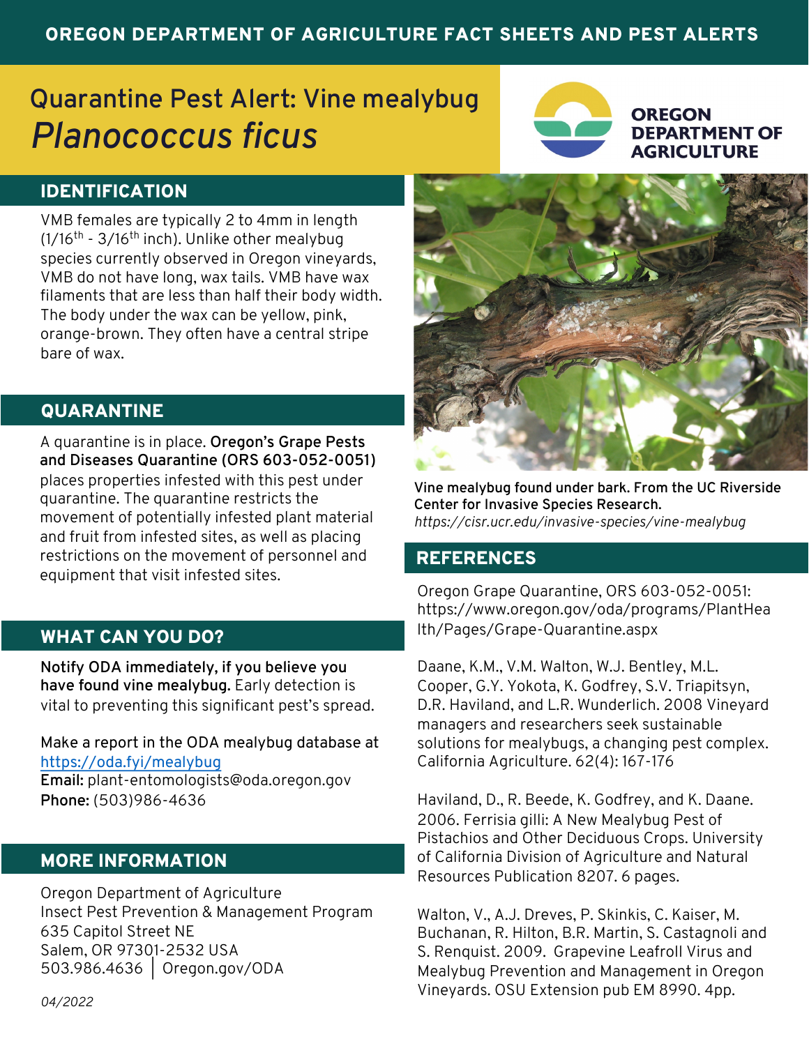OREGON DEPARTMENT OF AGRICULTURE FACT SHEETS AND PEST ALERTS

# Quarantine Pest Alert: Vine mealybug *Planococcus ficus*

OREGON DEPARTMENT OF AGRICULTURE

## IDENTIFICATION

VMB females are typically 2 to 4mm in length (1/16th - 3/16th inch). Unlike other mealybug species currently observed in Oregon vineyards, VMB do not have long, wax tails. VMB have wax filaments that are less than half their body width. The body under the wax can be yellow, pink, orange-brown. They often have a central stripe bare of wax.

## QUARANTINE

A quarantine is in place. **Oregon's Grape Pests and Diseases Quarantine (ORS 603-052-0051)** places properties infested with this pest under quarantine. The quarantine restricts the movement of potentially infested plant material and fruit from infested sites, as well as placing restrictions on the movement of personnel and equipment that visit infested sites.

## WHAT CAN YOU DO?

**Notify ODA immediately, if you believe you have found vine mealybug.** Early detection is vital to preventing this significant pest's spread.

Make a report in the ODA mealybug database at https://oda.fyi/mealybug
**Email:** plant-entomologists@oda.oregon.gov
**Phone:** (503)986-4636

## MORE INFORMATION

Oregon Department of Agriculture
Insect Pest Prevention & Management Program
635 Capitol Street NE
Salem, OR 97301-2532 USA
503.986.4636 | Oregon.gov/ODA

*04/2022*

**Vine mealybug found under bark. From the UC Riverside Center for Invasive Species Research.**
*https://cisr.ucr.edu/invasive-species/vine-mealybug*

## REFERENCES

Oregon Grape Quarantine, ORS 603-052-0051: https://www.oregon.gov/oda/programs/PlantHealth/Pages/Grape-Quarantine.aspx

Daane, K.M., V.M. Walton, W.J. Bentley, M.L. Cooper, G.Y. Yokota, K. Godfrey, S.V. Triapitsyn, D.R. Haviland, and L.R. Wunderlich. 2008 Vineyard managers and researchers seek sustainable solutions for mealybugs, a changing pest complex. California Agriculture. 62(4): 167-176

Haviland, D., R. Beede, K. Godfrey, and K. Daane. 2006. Ferrisia gilli: A New Mealybug Pest of Pistachios and Other Deciduous Crops. University of California Division of Agriculture and Natural Resources Publication 8207. 6 pages.

Walton, V., A.J. Dreves, P. Skinkis, C. Kaiser, M. Buchanan, R. Hilton, B.R. Martin, S. Castagnoli and S. Renquist. 2009. Grapevine Leafroll Virus and Mealybug Prevention and Management in Oregon Vineyards. OSU Extension pub EM 8990. 4pp.